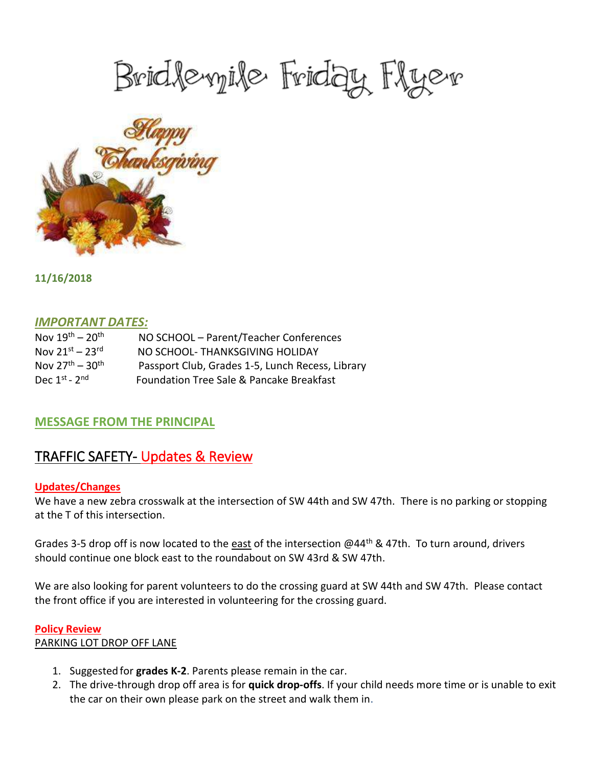# Bridlemile Friday Flyer

**11/16/2018**

## *IMPORTANT DATES:*

| | |
|---|---|
| Nov 19th – 20th | NO SCHOOL – Parent/Teacher Conferences |
| Nov 21st – 23rd | NO SCHOOL- THANKSGIVING HOLIDAY |
| Nov 27th – 30th | Passport Club, Grades 1-5, Lunch Recess, Library |
| Dec 1st - 2nd | Foundation Tree Sale & Pancake Breakfast |

## MESSAGE FROM THE PRINCIPAL

## TRAFFIC SAFETY- Updates & Review

### Updates/Changes

We have a new zebra crosswalk at the intersection of SW 44th and SW 47th. There is no parking or stopping at the T of this intersection.

Grades 3-5 drop off is now located to the east of the intersection @44th & 47th. To turn around, drivers should continue one block east to the roundabout on SW 43rd & SW 47th.

We are also looking for parent volunteers to do the crossing guard at SW 44th and SW 47th. Please contact the front office if you are interested in volunteering for the crossing guard.

### Policy Review

PARKING LOT DROP OFF LANE

1. Suggested for **grades K-2**. Parents please remain in the car.
2. The drive-through drop off area is for **quick drop-offs**. If your child needs more time or is unable to exit the car on their own please park on the street and walk them in.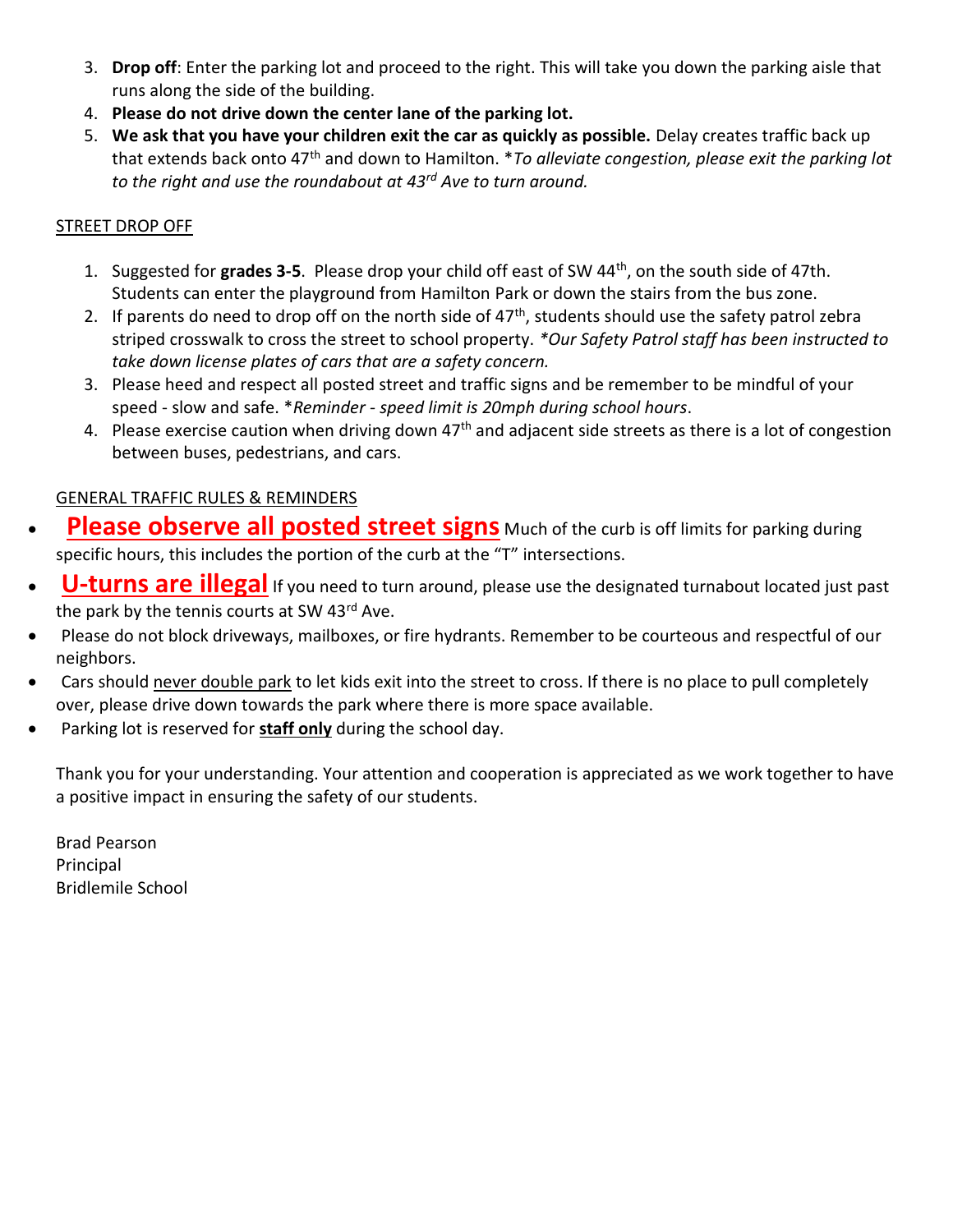3. **Drop off**: Enter the parking lot and proceed to the right. This will take you down the parking aisle that runs along the side of the building.
4. **Please do not drive down the center lane of the parking lot.**
5. **We ask that you have your children exit the car as quickly as possible.** Delay creates traffic back up that extends back onto 47th and down to Hamilton. **To alleviate congestion, please exit the parking lot to the right and use the roundabout at 43rd Ave to turn around.*

STREET DROP OFF

1. Suggested for **grades 3-5**. Please drop your child off east of SW 44th, on the south side of 47th. Students can enter the playground from Hamilton Park or down the stairs from the bus zone.
2. If parents do need to drop off on the north side of 47th, students should use the safety patrol zebra striped crosswalk to cross the street to school property. **Our Safety Patrol staff has been instructed to take down license plates of cars that are a safety concern.*
3. Please heed and respect all posted street and traffic signs and be remember to be mindful of your speed - slow and safe. **Reminder - speed limit is 20mph during school hours*.
4. Please exercise caution when driving down 47th and adjacent side streets as there is a lot of congestion between buses, pedestrians, and cars.

GENERAL TRAFFIC RULES & REMINDERS

- **Please observe all posted street signs** Much of the curb is off limits for parking during specific hours, this includes the portion of the curb at the "T" intersections.
- **U-turns are illegal** If you need to turn around, please use the designated turnabout located just past the park by the tennis courts at SW 43rd Ave.
- Please do not block driveways, mailboxes, or fire hydrants. Remember to be courteous and respectful of our neighbors.
- Cars should never double park to let kids exit into the street to cross. If there is no place to pull completely over, please drive down towards the park where there is more space available.
- Parking lot is reserved for **staff only** during the school day.

Thank you for your understanding. Your attention and cooperation is appreciated as we work together to have a positive impact in ensuring the safety of our students.

Brad Pearson
Principal
Bridlemile School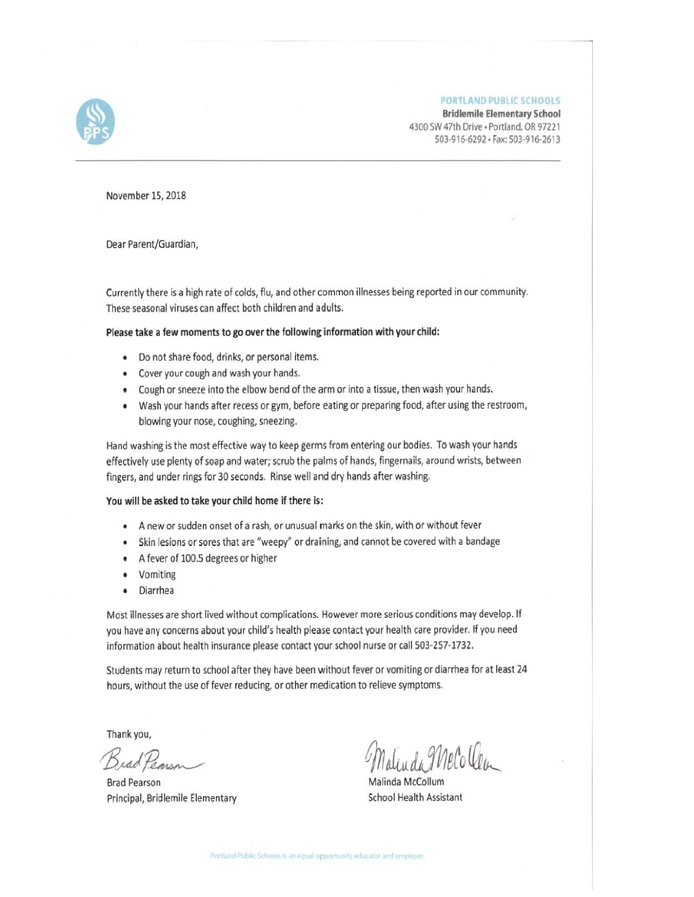**PORTLAND PUBLIC SCHOOLS**
**Bridlemile Elementary School**
4300 SW 47th Drive • Portland, OR 97221
503-916-6292 • Fax: 503-916-2613

November 15, 2018

Dear Parent/Guardian,

Currently there is a high rate of colds, flu, and other common illnesses being reported in our community. These seasonal viruses can affect both children and adults.

**Please take a few moments to go over the following information with your child:**

- Do not share food, drinks, or personal items.
- Cover your cough and wash your hands.
- Cough or sneeze into the elbow bend of the arm or into a tissue, then wash your hands.
- Wash your hands after recess or gym, before eating or preparing food, after using the restroom, blowing your nose, coughing, sneezing.

Hand washing is the most effective way to keep germs from entering our bodies. To wash your hands effectively use plenty of soap and water; scrub the palms of hands, fingernails, around wrists, between fingers, and under rings for 30 seconds. Rinse well and dry hands after washing.

**You will be asked to take your child home if there is:**

- A new or sudden onset of a rash, or unusual marks on the skin, with or without fever
- Skin lesions or sores that are "weepy" or draining, and cannot be covered with a bandage
- A fever of 100.5 degrees or higher
- Vomiting
- Diarrhea

Most illnesses are short lived without complications. However more serious conditions may develop. If you have any concerns about your child's health please contact your health care provider. If you need information about health insurance please contact your school nurse or call 503-257-1732.

Students may return to school after they have been without fever or vomiting or diarrhea for at least 24 hours, without the use of fever reducing, or other medication to relieve symptoms.

Thank you,

Brad Pearson
Principal, Bridlemile Elementary

Malinda McCollum
School Health Assistant

Portland Public Schools is an equal opportunity educator and employer.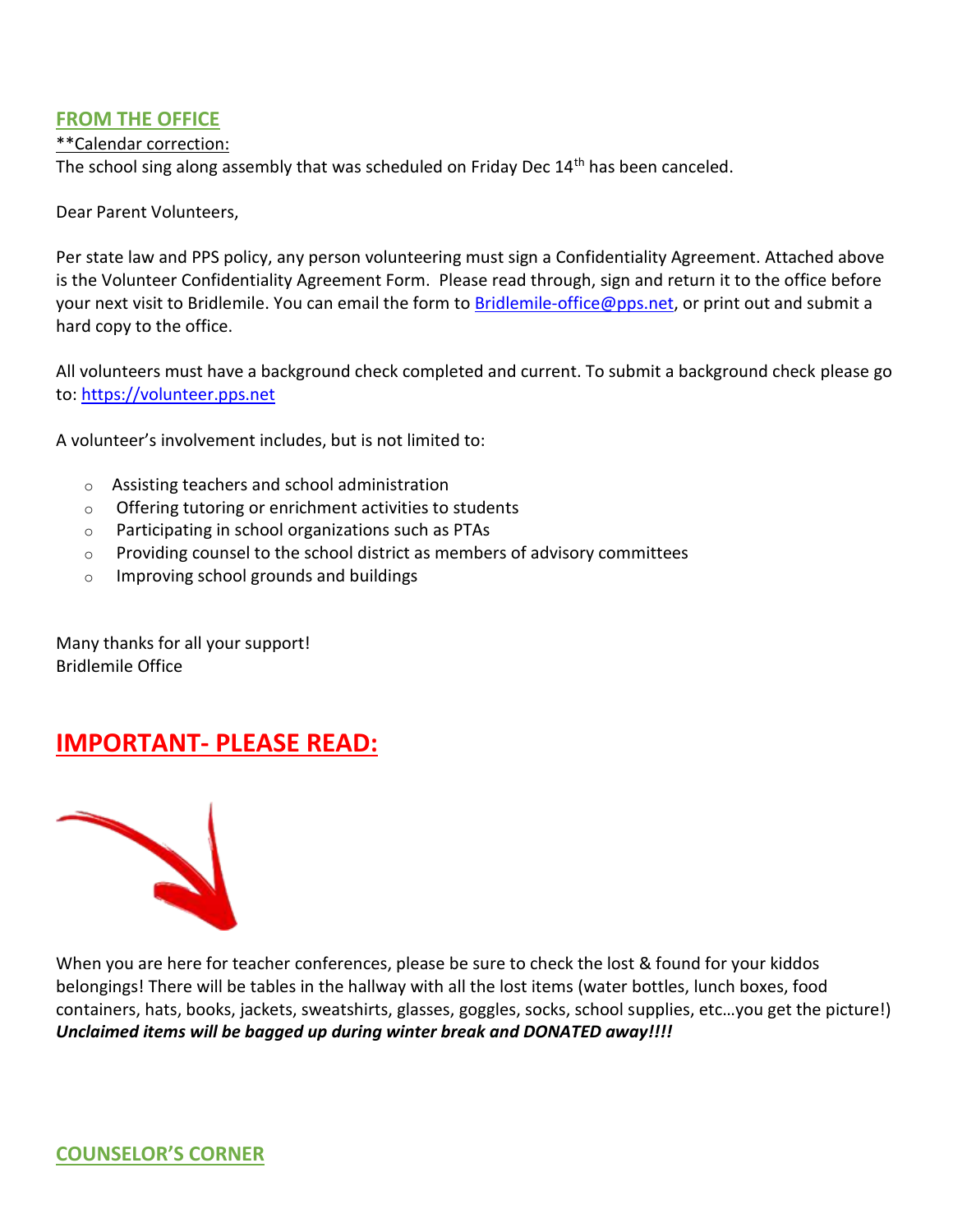## FROM THE OFFICE

**Calendar correction:

The school sing along assembly that was scheduled on Friday Dec 14th has been canceled.

Dear Parent Volunteers,

Per state law and PPS policy, any person volunteering must sign a Confidentiality Agreement. Attached above is the Volunteer Confidentiality Agreement Form. Please read through, sign and return it to the office before your next visit to Bridlemile. You can email the form to Bridlemile-office@pps.net, or print out and submit a hard copy to the office.

All volunteers must have a background check completed and current. To submit a background check please go to: https://volunteer.pps.net

A volunteer's involvement includes, but is not limited to:

- Assisting teachers and school administration
- Offering tutoring or enrichment activities to students
- Participating in school organizations such as PTAs
- Providing counsel to the school district as members of advisory committees
- Improving school grounds and buildings

Many thanks for all your support!
Bridlemile Office

# IMPORTANT- PLEASE READ:

When you are here for teacher conferences, please be sure to check the lost & found for your kiddos belongings! There will be tables in the hallway with all the lost items (water bottles, lunch boxes, food containers, hats, books, jackets, sweatshirts, glasses, goggles, socks, school supplies, etc…you get the picture!) ***Unclaimed items will be bagged up during winter break and DONATED away!!!!***

## COUNSELOR'S CORNER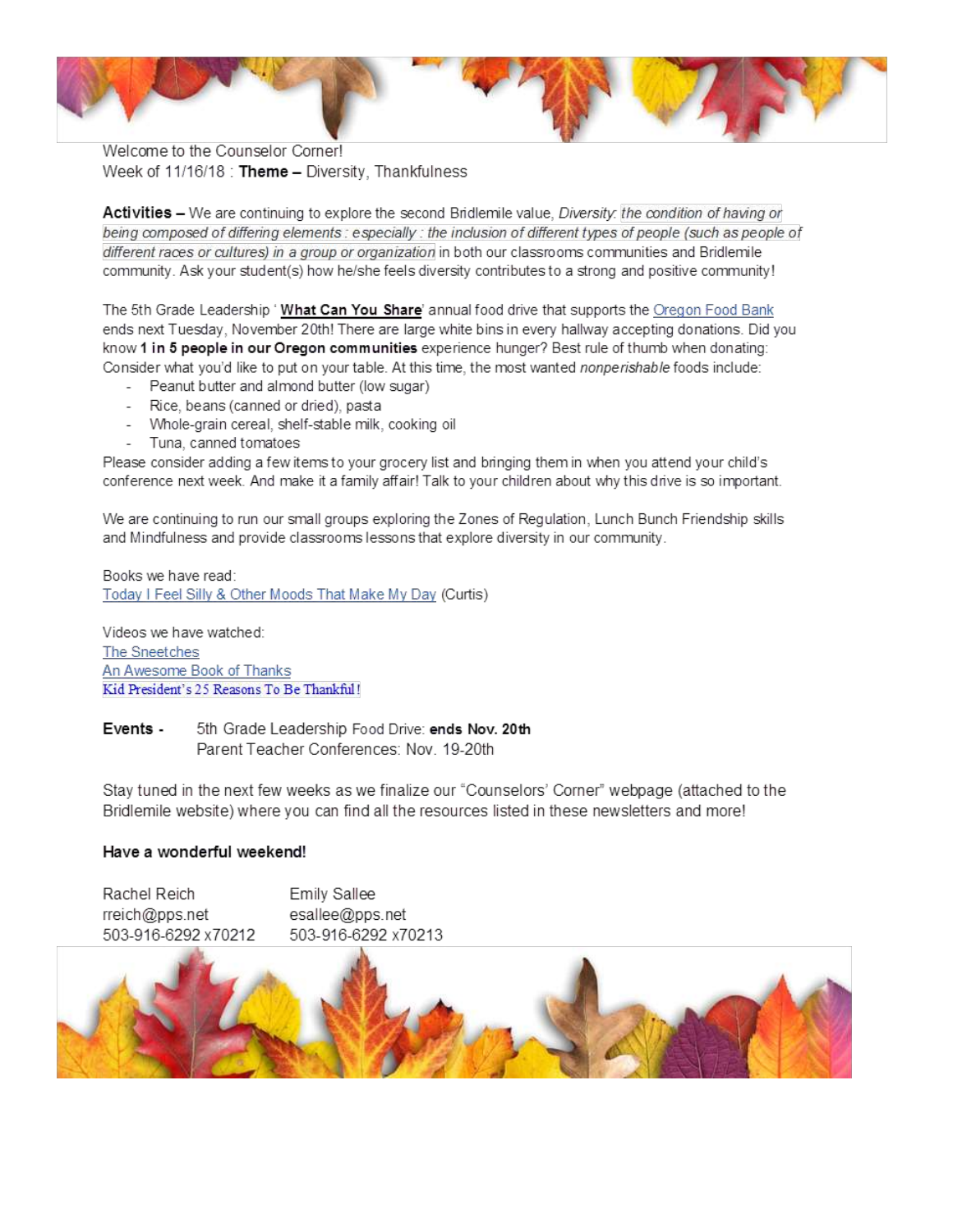Welcome to the Counselor Corner!
Week of 11/16/18 : **Theme –** Diversity, Thankfulness

**Activities –** We are continuing to explore the second Bridlemile value, *Diversity*: *the condition of having or being composed of differing elements : especially : the inclusion of different types of people (such as people of different races or cultures) in a group or organization* in both our classrooms communities and Bridlemile community. Ask your student(s) how he/she feels diversity contributes to a strong and positive community!

The 5th Grade Leadership '**What Can You Share**' annual food drive that supports the Oregon Food Bank ends next Tuesday, November 20th! There are large white bins in every hallway accepting donations. Did you know **1 in 5 people in our Oregon communities** experience hunger? Best rule of thumb when donating: Consider what you'd like to put on your table. At this time, the most wanted *nonperishable* foods include:

- Peanut butter and almond butter (low sugar)
- Rice, beans (canned or dried), pasta
- Whole-grain cereal, shelf-stable milk, cooking oil
- Tuna, canned tomatoes

Please consider adding a few items to your grocery list and bringing them in when you attend your child's conference next week. And make it a family affair! Talk to your children about why this drive is so important.

We are continuing to run our small groups exploring the Zones of Regulation, Lunch Bunch Friendship skills and Mindfulness and provide classrooms lessons that explore diversity in our community.

Books we have read:
Today I Feel Silly & Other Moods That Make My Day (Curtis)

Videos we have watched:
The Sneetches
An Awesome Book of Thanks
Kid President's 25 Reasons To Be Thankful!

**Events -** 5th Grade Leadership Food Drive: **ends Nov. 20th**
Parent Teacher Conferences: Nov. 19-20th

Stay tuned in the next few weeks as we finalize our "Counselors' Corner" webpage (attached to the Bridlemile website) where you can find all the resources listed in these newsletters and more!

**Have a wonderful weekend!**

Rachel Reich
rreich@pps.net
503-916-6292 x70212

Emily Sallee
esallee@pps.net
503-916-6292 x70213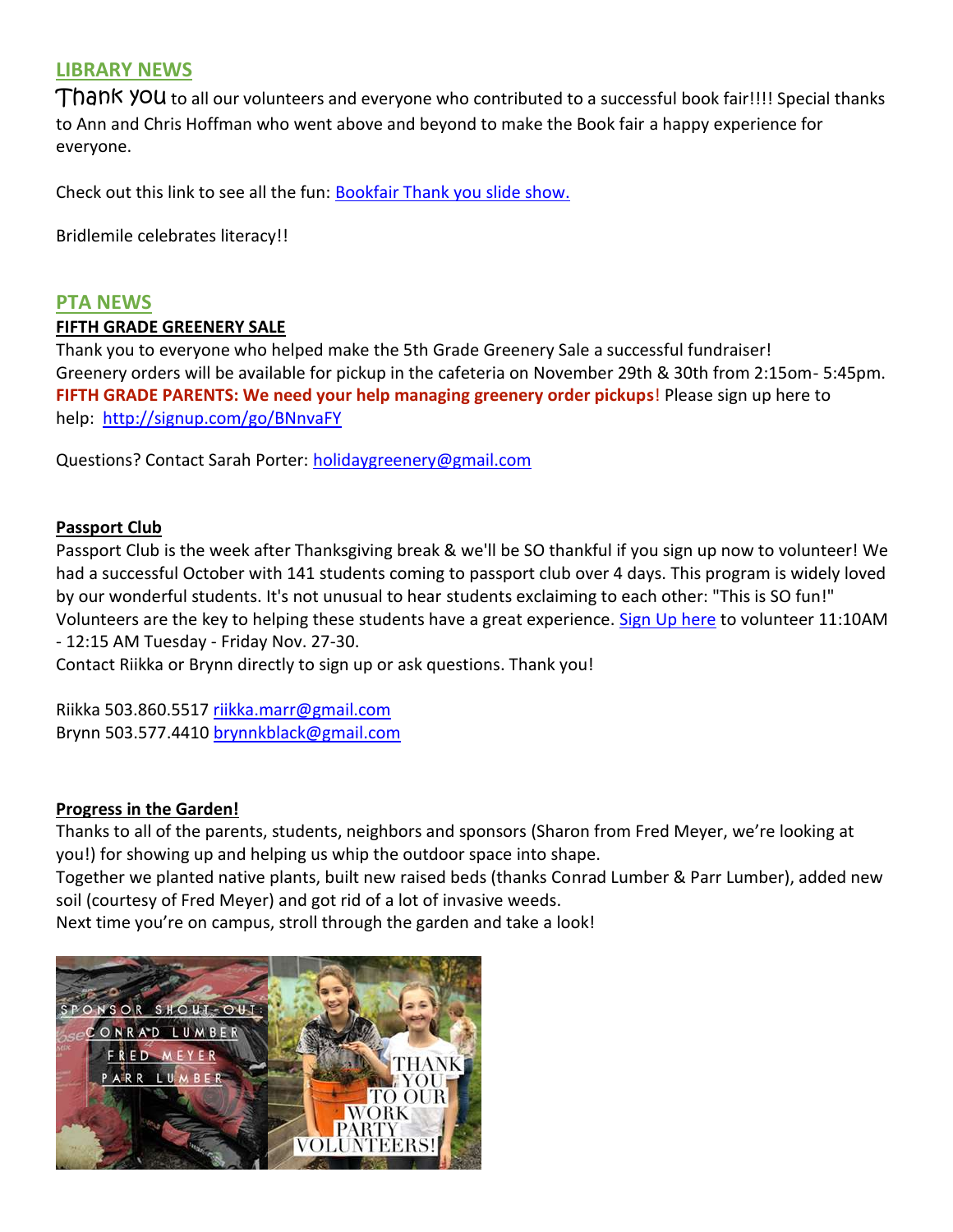## LIBRARY NEWS

Thank you to all our volunteers and everyone who contributed to a successful book fair!!!! Special thanks to Ann and Chris Hoffman who went above and beyond to make the Book fair a happy experience for everyone.

Check out this link to see all the fun: [Bookfair Thank you slide show.]()

Bridlemile celebrates literacy!!

## PTA NEWS

### FIFTH GRADE GREENERY SALE

Thank you to everyone who helped make the 5th Grade Greenery Sale a successful fundraiser! Greenery orders will be available for pickup in the cafeteria on November 29th & 30th from 2:15om- 5:45pm. **FIFTH GRADE PARENTS: We need your help managing greenery order pickups**! Please sign up here to help: http://signup.com/go/BNnvaFY

Questions? Contact Sarah Porter: holidaygreenery@gmail.com

### Passport Club

Passport Club is the week after Thanksgiving break & we'll be SO thankful if you sign up now to volunteer! We had a successful October with 141 students coming to passport club over 4 days. This program is widely loved by our wonderful students. It's not unusual to hear students exclaiming to each other: "This is SO fun!" Volunteers are the key to helping these students have a great experience. [Sign Up here]() to volunteer 11:10AM - 12:15 AM Tuesday - Friday Nov. 27-30.
Contact Riikka or Brynn directly to sign up or ask questions. Thank you!

Riikka 503.860.5517 riikka.marr@gmail.com
Brynn 503.577.4410 brynnkblack@gmail.com

### Progress in the Garden!

Thanks to all of the parents, students, neighbors and sponsors (Sharon from Fred Meyer, we're looking at you!) for showing up and helping us whip the outdoor space into shape.
Together we planted native plants, built new raised beds (thanks Conrad Lumber & Parr Lumber), added new soil (courtesy of Fred Meyer) and got rid of a lot of invasive weeds.
Next time you're on campus, stroll through the garden and take a look!

SPONSOR SHOUT-OUT: CONRAD LUMBER FRED MEYER PARR LUMBER

THANK YOU TO OUR WORK PARTY VOLUNTEERS!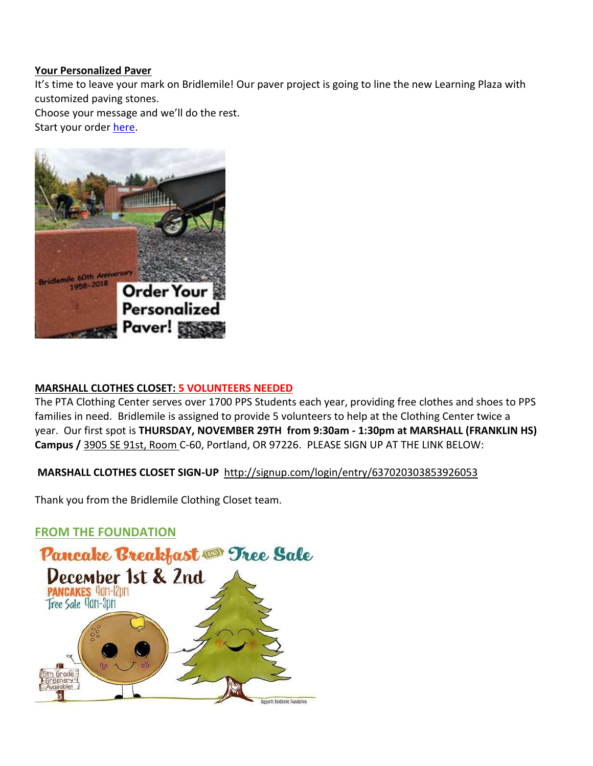**Your Personalized Paver**

It's time to leave your mark on Bridlemile! Our paver project is going to line the new Learning Plaza with customized paving stones.

Choose your message and we'll do the rest.

Start your order here.

**MARSHALL CLOTHES CLOSET: 5 VOLUNTEERS NEEDED**

The PTA Clothing Center serves over 1700 PPS Students each year, providing free clothes and shoes to PPS families in need. Bridlemile is assigned to provide 5 volunteers to help at the Clothing Center twice a year. Our first spot is **THURSDAY, NOVEMBER 29TH from 9:30am - 1:30pm at MARSHALL (FRANKLIN HS) Campus /** 3905 SE 91st, Room C-60, Portland, OR 97226. PLEASE SIGN UP AT THE LINK BELOW:

**MARSHALL CLOTHES CLOSET SIGN-UP** http://signup.com/login/entry/637020303853926053

Thank you from the Bridlemile Clothing Closet team.

## FROM THE FOUNDATION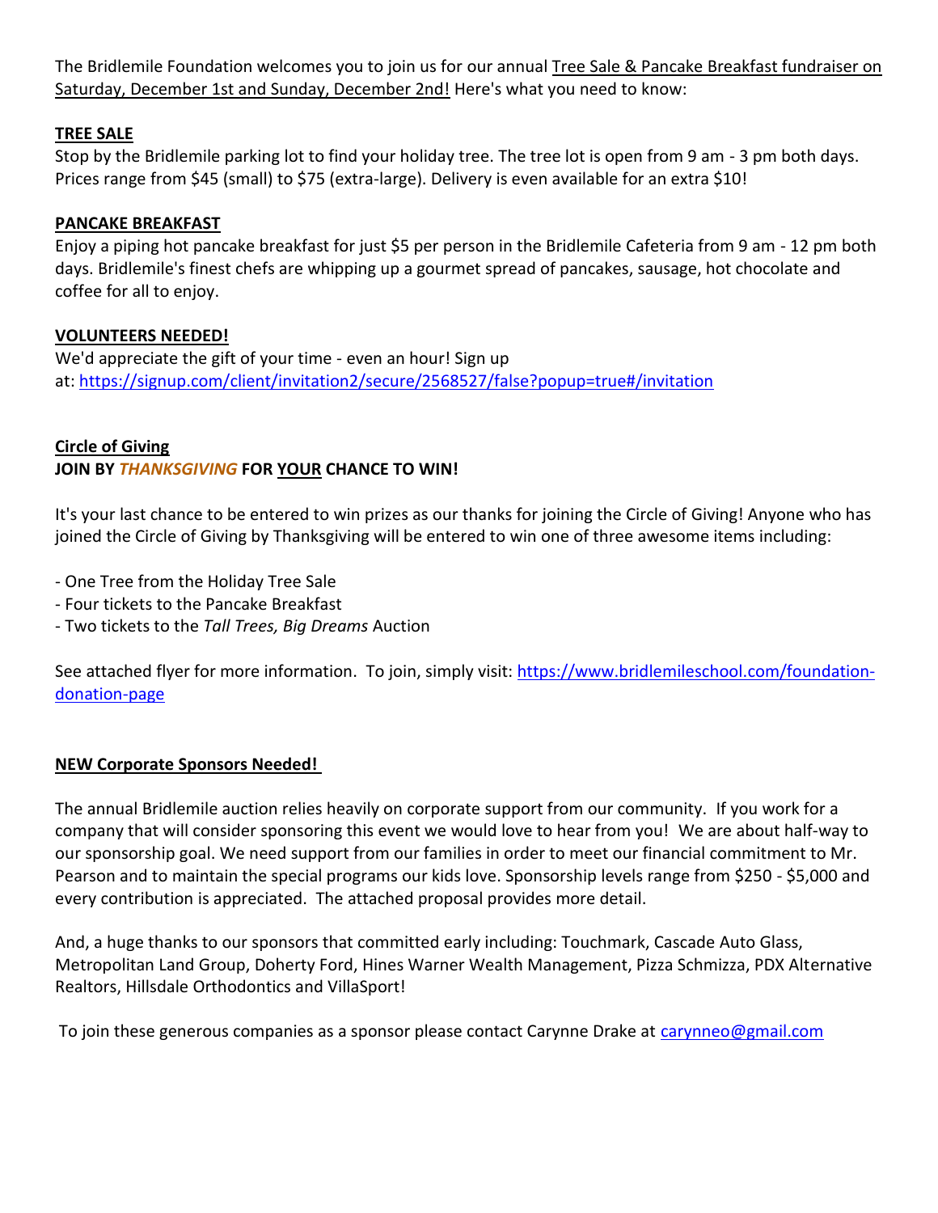The Bridlemile Foundation welcomes you to join us for our annual Tree Sale & Pancake Breakfast fundraiser on Saturday, December 1st and Sunday, December 2nd! Here's what you need to know:

**TREE SALE**

Stop by the Bridlemile parking lot to find your holiday tree. The tree lot is open from 9 am - 3 pm both days. Prices range from $45 (small) to $75 (extra-large). Delivery is even available for an extra $10!

**PANCAKE BREAKFAST**

Enjoy a piping hot pancake breakfast for just $5 per person in the Bridlemile Cafeteria from 9 am - 12 pm both days. Bridlemile's finest chefs are whipping up a gourmet spread of pancakes, sausage, hot chocolate and coffee for all to enjoy.

**VOLUNTEERS NEEDED!**

We'd appreciate the gift of your time - even an hour! Sign up at: https://signup.com/client/invitation2/secure/2568527/false?popup=true#/invitation

**Circle of Giving**

**JOIN BY *THANKSGIVING* FOR YOUR CHANCE TO WIN!**

It's your last chance to be entered to win prizes as our thanks for joining the Circle of Giving! Anyone who has joined the Circle of Giving by Thanksgiving will be entered to win one of three awesome items including:

- One Tree from the Holiday Tree Sale
- Four tickets to the Pancake Breakfast
- Two tickets to the *Tall Trees, Big Dreams* Auction

See attached flyer for more information. To join, simply visit: https://www.bridlemileschool.com/foundation-donation-page

**NEW Corporate Sponsors Needed!**

The annual Bridlemile auction relies heavily on corporate support from our community. If you work for a company that will consider sponsoring this event we would love to hear from you! We are about half-way to our sponsorship goal. We need support from our families in order to meet our financial commitment to Mr. Pearson and to maintain the special programs our kids love. Sponsorship levels range from $250 - $5,000 and every contribution is appreciated. The attached proposal provides more detail.

And, a huge thanks to our sponsors that committed early including: Touchmark, Cascade Auto Glass, Metropolitan Land Group, Doherty Ford, Hines Warner Wealth Management, Pizza Schmizza, PDX Alternative Realtors, Hillsdale Orthodontics and VillaSport!

To join these generous companies as a sponsor please contact Carynne Drake at carynneo@gmail.com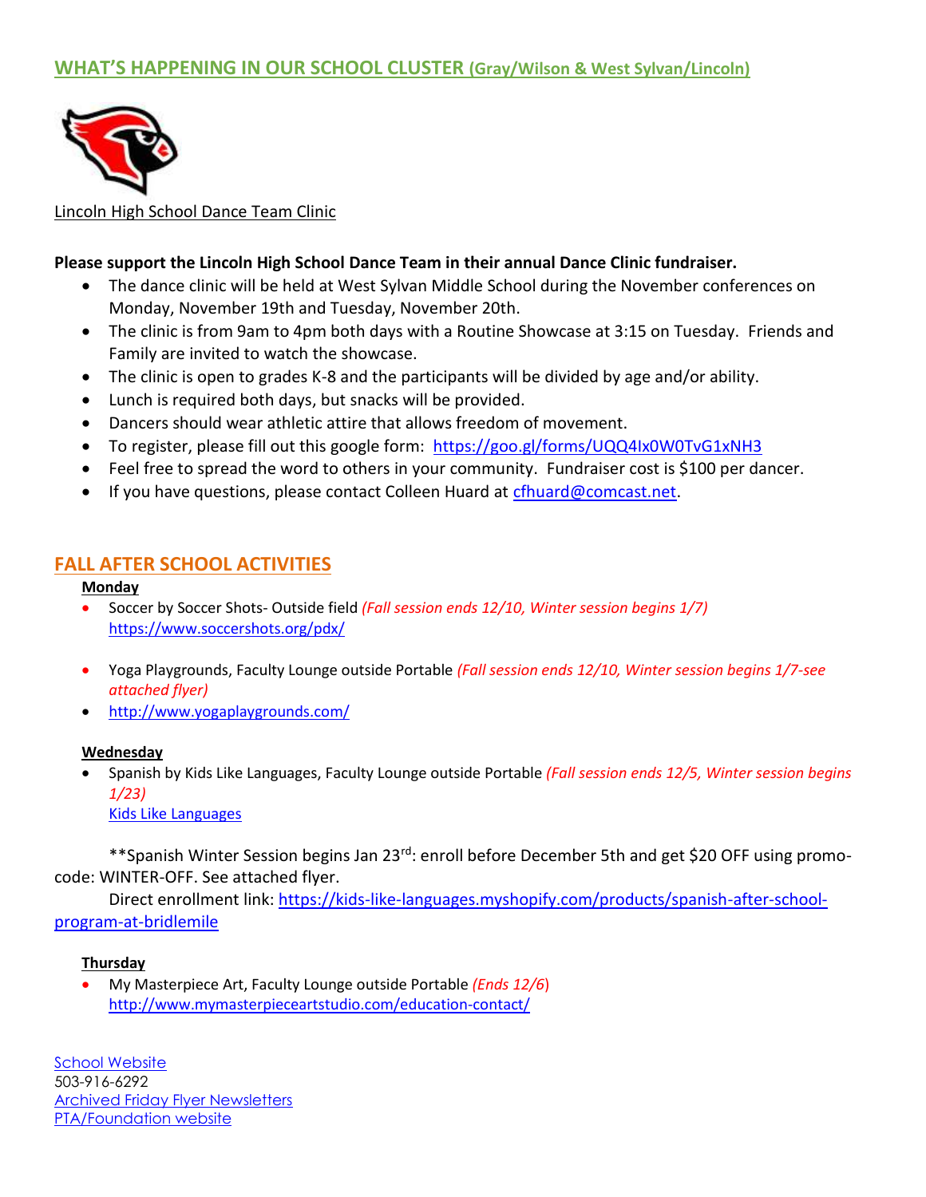## WHAT'S HAPPENING IN OUR SCHOOL CLUSTER (Gray/Wilson & West Sylvan/Lincoln)

Lincoln High School Dance Team Clinic

**Please support the Lincoln High School Dance Team in their annual Dance Clinic fundraiser.**

- The dance clinic will be held at West Sylvan Middle School during the November conferences on Monday, November 19th and Tuesday, November 20th.
- The clinic is from 9am to 4pm both days with a Routine Showcase at 3:15 on Tuesday. Friends and Family are invited to watch the showcase.
- The clinic is open to grades K-8 and the participants will be divided by age and/or ability.
- Lunch is required both days, but snacks will be provided.
- Dancers should wear athletic attire that allows freedom of movement.
- To register, please fill out this google form: https://goo.gl/forms/UQQ4Ix0W0TvG1xNH3
- Feel free to spread the word to others in your community. Fundraiser cost is $100 per dancer.
- If you have questions, please contact Colleen Huard at cfhuard@comcast.net.

## FALL AFTER SCHOOL ACTIVITIES

**Monday**

- Soccer by Soccer Shots- Outside field *(Fall session ends 12/10, Winter session begins 1/7)*
  https://www.soccershots.org/pdx/
- Yoga Playgrounds, Faculty Lounge outside Portable *(Fall session ends 12/10, Winter session begins 1/7-see attached flyer)*
- http://www.yogaplaygrounds.com/

**Wednesday**

- Spanish by Kids Like Languages, Faculty Lounge outside Portable *(Fall session ends 12/5, Winter session begins 1/23)*
  Kids Like Languages

\*\*Spanish Winter Session begins Jan 23rd: enroll before December 5th and get $20 OFF using promo-code: WINTER-OFF. See attached flyer.

Direct enrollment link: https://kids-like-languages.myshopify.com/products/spanish-after-school-program-at-bridlemile

**Thursday**

- My Masterpiece Art, Faculty Lounge outside Portable *(Ends 12/6)*
  http://www.mymasterpieceartstudio.com/education-contact/

School Website
503-916-6292
Archived Friday Flyer Newsletters
PTA/Foundation website